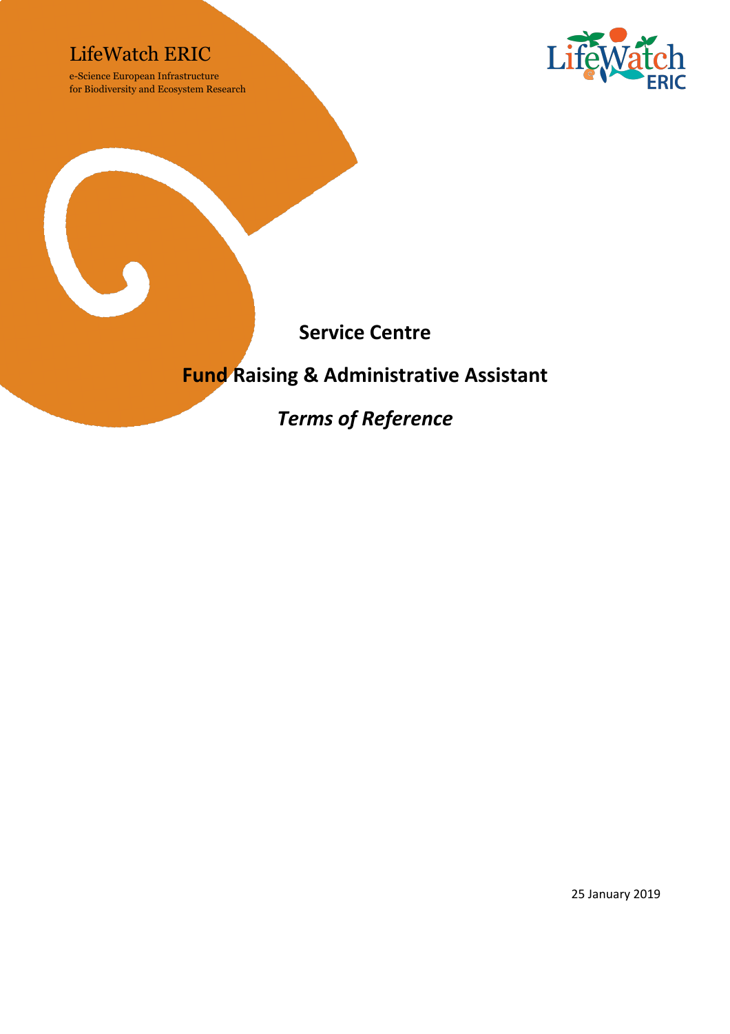LifeWatch ERIC

e-Science European Infrastructure
for Biodiversity and Ecosystem Research

# Service Centre

# Fund Raising & Administrative Assistant

## *Terms of Reference*

25 January 2019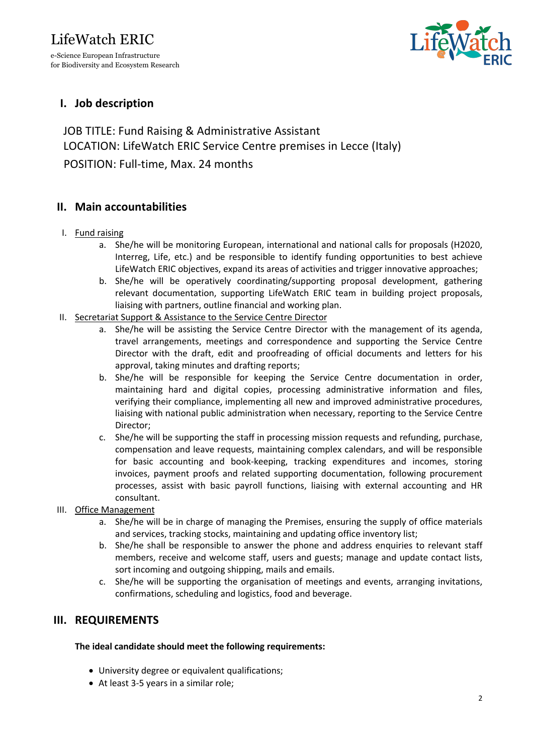## I. Job description

JOB TITLE: Fund Raising & Administrative Assistant
LOCATION: LifeWatch ERIC Service Centre premises in Lecce (Italy)
POSITION: Full-time, Max. 24 months

## II. Main accountabilities

I. Fund raising
   a. She/he will be monitoring European, international and national calls for proposals (H2020, Interreg, Life, etc.) and be responsible to identify funding opportunities to best achieve LifeWatch ERIC objectives, expand its areas of activities and trigger innovative approaches;
   b. She/he will be operatively coordinating/supporting proposal development, gathering relevant documentation, supporting LifeWatch ERIC team in building project proposals, liaising with partners, outline financial and working plan.

II. Secretariat Support & Assistance to the Service Centre Director
   a. She/he will be assisting the Service Centre Director with the management of its agenda, travel arrangements, meetings and correspondence and supporting the Service Centre Director with the draft, edit and proofreading of official documents and letters for his approval, taking minutes and drafting reports;
   b. She/he will be responsible for keeping the Service Centre documentation in order, maintaining hard and digital copies, processing administrative information and files, verifying their compliance, implementing all new and improved administrative procedures, liaising with national public administration when necessary, reporting to the Service Centre Director;
   c. She/he will be supporting the staff in processing mission requests and refunding, purchase, compensation and leave requests, maintaining complex calendars, and will be responsible for basic accounting and book-keeping, tracking expenditures and incomes, storing invoices, payment proofs and related supporting documentation, following procurement processes, assist with basic payroll functions, liaising with external accounting and HR consultant.

III. Office Management
   a. She/he will be in charge of managing the Premises, ensuring the supply of office materials and services, tracking stocks, maintaining and updating office inventory list;
   b. She/he shall be responsible to answer the phone and address enquiries to relevant staff members, receive and welcome staff, users and guests; manage and update contact lists, sort incoming and outgoing shipping, mails and emails.
   c. She/he will be supporting the organisation of meetings and events, arranging invitations, confirmations, scheduling and logistics, food and beverage.

## III. REQUIREMENTS

**The ideal candidate should meet the following requirements:**

- University degree or equivalent qualifications;
- At least 3-5 years in a similar role;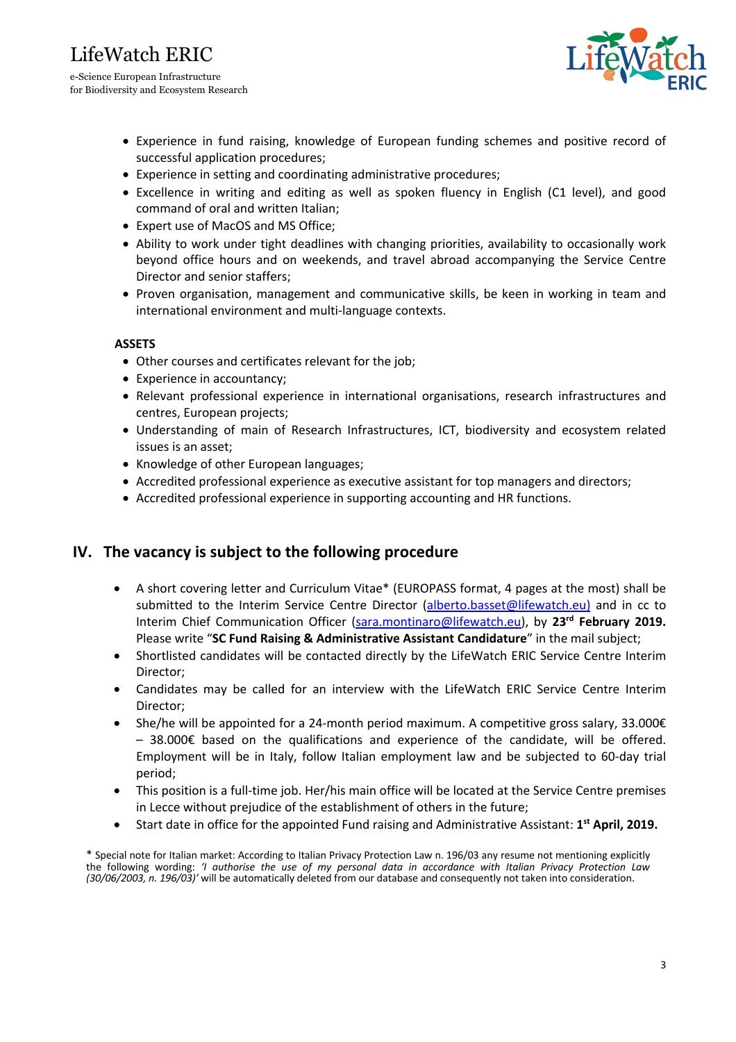- Experience in fund raising, knowledge of European funding schemes and positive record of successful application procedures;
- Experience in setting and coordinating administrative procedures;
- Excellence in writing and editing as well as spoken fluency in English (C1 level), and good command of oral and written Italian;
- Expert use of MacOS and MS Office;
- Ability to work under tight deadlines with changing priorities, availability to occasionally work beyond office hours and on weekends, and travel abroad accompanying the Service Centre Director and senior staffers;
- Proven organisation, management and communicative skills, be keen in working in team and international environment and multi-language contexts.

**ASSETS**

- Other courses and certificates relevant for the job;
- Experience in accountancy;
- Relevant professional experience in international organisations, research infrastructures and centres, European projects;
- Understanding of main of Research Infrastructures, ICT, biodiversity and ecosystem related issues is an asset;
- Knowledge of other European languages;
- Accredited professional experience as executive assistant for top managers and directors;
- Accredited professional experience in supporting accounting and HR functions.

## IV. The vacancy is subject to the following procedure

- A short covering letter and Curriculum Vitae* (EUROPASS format, 4 pages at the most) shall be submitted to the Interim Service Centre Director (alberto.basset@lifewatch.eu) and in cc to Interim Chief Communication Officer (sara.montinaro@lifewatch.eu), by **23rd February 2019.** Please write "**SC Fund Raising & Administrative Assistant Candidature**" in the mail subject;
- Shortlisted candidates will be contacted directly by the LifeWatch ERIC Service Centre Interim Director;
- Candidates may be called for an interview with the LifeWatch ERIC Service Centre Interim Director;
- She/he will be appointed for a 24-month period maximum. A competitive gross salary, 33.000€ – 38.000€ based on the qualifications and experience of the candidate, will be offered. Employment will be in Italy, follow Italian employment law and be subjected to 60-day trial period;
- This position is a full-time job. Her/his main office will be located at the Service Centre premises in Lecce without prejudice of the establishment of others in the future;
- Start date in office for the appointed Fund raising and Administrative Assistant: **1st April, 2019.**

* Special note for Italian market: According to Italian Privacy Protection Law n. 196/03 any resume not mentioning explicitly the following wording: *'I authorise the use of my personal data in accordance with Italian Privacy Protection Law (30/06/2003, n. 196/03)'* will be automatically deleted from our database and consequently not taken into consideration.